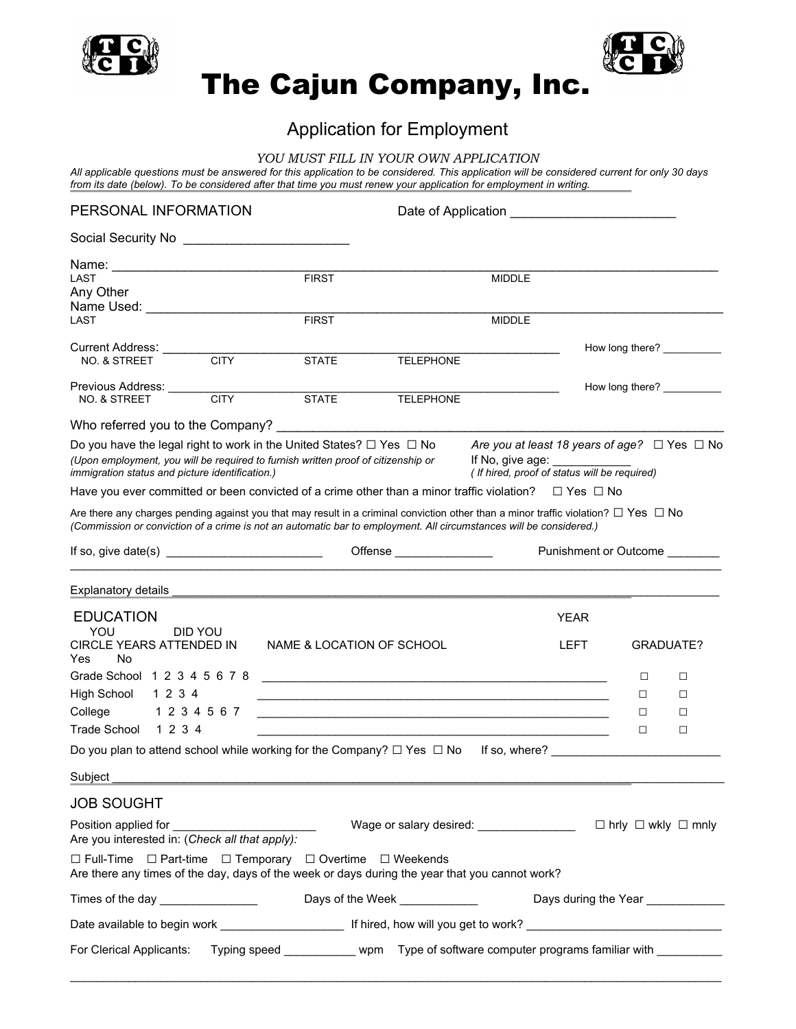# The Cajun Company, Inc.

## Application for Employment

*YOU MUST FILL IN YOUR OWN APPLICATION*

*All applicable questions must be answered for this application to be considered. This application will be considered current for only 30 days from its date (below). To be considered after that time you must renew your application for employment in writing.*

## PERSONAL INFORMATION

Date of Application ______________________

Social Security No ______________________

Name: ________________________________________________________________
LAST FIRST MIDDLE

Any Other Name Used: ________________________________________________________________
LAST FIRST MIDDLE

Current Address: ________________________________________________ How long there? __________
NO. & STREET CITY STATE TELEPHONE

Previous Address: ________________________________________________ How long there? __________
NO. & STREET CITY STATE TELEPHONE

Who referred you to the Company? ________________________________________________

Do you have the legal right to work in the United States? ☐ Yes ☐ No
*(Upon employment, you will be required to furnish written proof of citizenship or immigration status and picture identification.)*

*Are you at least 18 years of age?* ☐ Yes ☐ No
If No, give age: ___________
*( If hired, proof of status will be required)*

Have you ever committed or been convicted of a crime other than a minor traffic violation? ☐ Yes ☐ No

Are there any charges pending against you that may result in a criminal conviction other than a minor traffic violation? ☐ Yes ☐ No
*(Commission or conviction of a crime is not an automatic bar to employment. All circumstances will be considered.)*

If so, give date(s) ______________________ Offense ______________ Punishment or Outcome ________

________________________________________________________________

Explanatory details ________________________________________________________________

## EDUCATION

| YOU CIRCLE YEARS ATTENDED IN | | NAME & LOCATION OF SCHOOL | YEAR LEFT | DID YOU GRADUATE? Yes | No |
|---|---|---|---|---|---|
| Grade School | 1 2 3 4 5 6 7 8 | ________________________________ | | ☐ | ☐ |
| High School | 1 2 3 4 | ________________________________ | | ☐ | ☐ |
| College | 1 2 3 4 5 6 7 | ________________________________ | | ☐ | ☐ |
| Trade School | 1 2 3 4 | ________________________________ | | ☐ | ☐ |

Do you plan to attend school while working for the Company? ☐ Yes ☐ No If so, where? ________________________

Subject ________________________________________________________________

## JOB SOUGHT

Position applied for ____________________ Wage or salary desired: ______________ ☐ hrly ☐ wkly ☐ mnly

Are you interested in: (*Check all that apply):*

☐ Full-Time ☐ Part-time ☐ Temporary ☐ Overtime ☐ Weekends

Are there any times of the day, days of the week or days during the year that you cannot work?

Times of the day ______________ Days of the Week ___________ Days during the Year ___________

Date available to begin work __________________ If hired, how will you get to work? ____________________________

For Clerical Applicants: Typing speed __________ wpm Type of software computer programs familiar with __________

________________________________________________________________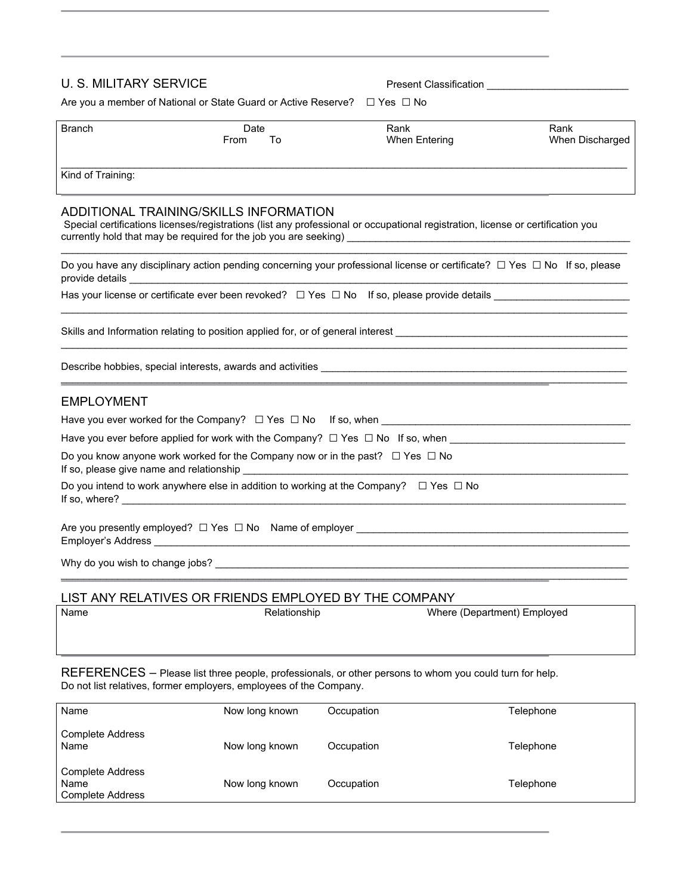## U. S. MILITARY SERVICE

Present Classification ________________________

Are you a member of National or State Guard or Active Reserve? ☐ Yes ☐ No

| Branch | Date From To | Rank When Entering | Rank When Discharged |
|---|---|---|---|
| | | | |
| Kind of Training: | | | |

## ADDITIONAL TRAINING/SKILLS INFORMATION

Special certifications licenses/registrations (list any professional or occupational registration, license or certification you currently hold that may be required for the job you are seeking) ____________________________________________________

_______________________________________________________________________________________________________

Do you have any disciplinary action pending concerning your professional license or certificate? ☐ Yes ☐ No If so, please provide details ____________________________________________________________________________________

Has your license or certificate ever been revoked? ☐ Yes ☐ No If so, please provide details ________________________

_______________________________________________________________________________________________________

Skills and Information relating to position applied for, or of general interest __________________________________________

_______________________________________________________________________________________________________

Describe hobbies, special interests, awards and activities ______________________________________________________

_______________________________________________________________________________________________________

## EMPLOYMENT

Have you ever worked for the Company? ☐ Yes ☐ No If so, when ______________________________________________

Have you ever before applied for work with the Company? ☐ Yes ☐ No If so, when _______________________________

Do you know anyone work worked for the Company now or in the past? ☐ Yes ☐ No
If so, please give name and relationship ____________________________________________________________________

Do you intend to work anywhere else in addition to working at the Company? ☐ Yes ☐ No
If so, where? __________________________________________________________________________________________

Are you presently employed? ☐ Yes ☐ No Name of employer ________________________________________________
Employer's Address ______________________________________________________________________________________

Why do you wish to change jobs? __________________________________________________________________________

_______________________________________________________________________________________________________

## LIST ANY RELATIVES OR FRIENDS EMPLOYED BY THE COMPANY

| Name | Relationship | Where (Department) Employed |
|---|---|---|
| | | |

## REFERENCES – Please list three people, professionals, or other persons to whom you could turn for help. Do not list relatives, former employers, employees of the Company.

| Name | Now long known | Occupation | Telephone |
|---|---|---|---|
| Complete Address | | | |
| Name | Now long known | Occupation | Telephone |
| Complete Address | | | |
| Name | Now long known | Occupation | Telephone |
| Complete Address | | | |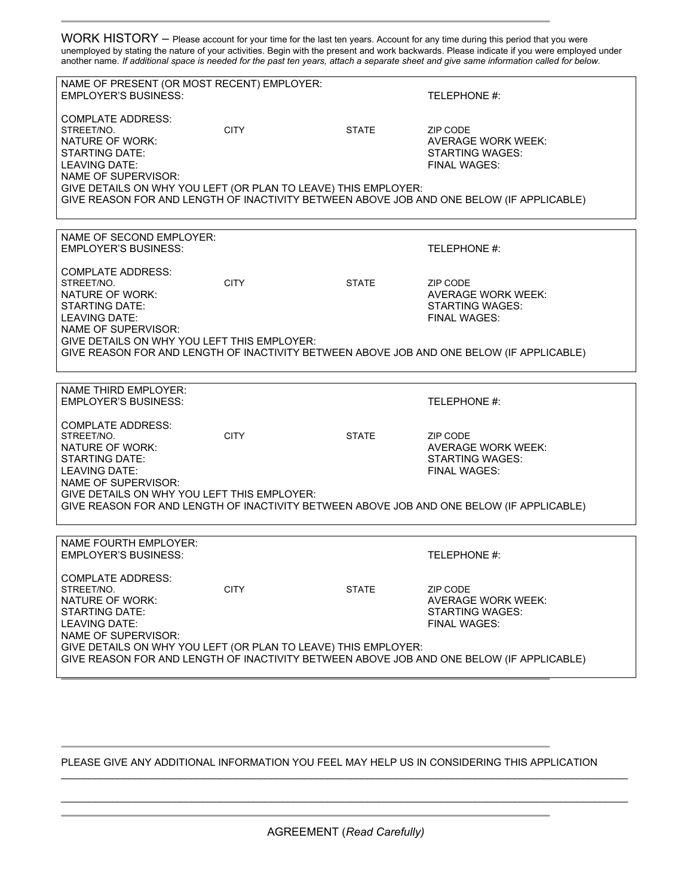## WORK HISTORY

Please account for your time for the last ten years. Account for any time during this period that you were unemployed by stating the nature of your activities. Begin with the present and work backwards. Please indicate if you were employed under another name. *If additional space is needed for the past ten years, attach a separate sheet and give same information called for below.*

---

NAME OF PRESENT (OR MOST RECENT) EMPLOYER:
EMPLOYER'S BUSINESS: TELEPHONE #:

COMPLATE ADDRESS:

| STREET/NO. | CITY | STATE | ZIP CODE |
|---|---|---|---|

NATURE OF WORK: AVERAGE WORK WEEK:
STARTING DATE: STARTING WAGES:
LEAVING DATE: FINAL WAGES:
NAME OF SUPERVISOR:
GIVE DETAILS ON WHY YOU LEFT (OR PLAN TO LEAVE) THIS EMPLOYER:
GIVE REASON FOR AND LENGTH OF INACTIVITY BETWEEN ABOVE JOB AND ONE BELOW (IF APPLICABLE)

---

NAME OF SECOND EMPLOYER:
EMPLOYER'S BUSINESS: TELEPHONE #:

COMPLATE ADDRESS:

| STREET/NO. | CITY | STATE | ZIP CODE |
|---|---|---|---|

NATURE OF WORK: AVERAGE WORK WEEK:
STARTING DATE: STARTING WAGES:
LEAVING DATE: FINAL WAGES:
NAME OF SUPERVISOR:
GIVE DETAILS ON WHY YOU LEFT THIS EMPLOYER:
GIVE REASON FOR AND LENGTH OF INACTIVITY BETWEEN ABOVE JOB AND ONE BELOW (IF APPLICABLE)

---

NAME THIRD EMPLOYER:
EMPLOYER'S BUSINESS: TELEPHONE #:

COMPLATE ADDRESS:

| STREET/NO. | CITY | STATE | ZIP CODE |
|---|---|---|---|

NATURE OF WORK: AVERAGE WORK WEEK:
STARTING DATE: STARTING WAGES:
LEAVING DATE: FINAL WAGES:
NAME OF SUPERVISOR:
GIVE DETAILS ON WHY YOU LEFT THIS EMPLOYER:
GIVE REASON FOR AND LENGTH OF INACTIVITY BETWEEN ABOVE JOB AND ONE BELOW (IF APPLICABLE)

---

NAME FOURTH EMPLOYER:
EMPLOYER'S BUSINESS: TELEPHONE #:

COMPLATE ADDRESS:

| STREET/NO. | CITY | STATE | ZIP CODE |
|---|---|---|---|

NATURE OF WORK: AVERAGE WORK WEEK:
STARTING DATE: STARTING WAGES:
LEAVING DATE: FINAL WAGES:
NAME OF SUPERVISOR:
GIVE DETAILS ON WHY YOU LEFT (OR PLAN TO LEAVE) THIS EMPLOYER:
GIVE REASON FOR AND LENGTH OF INACTIVITY BETWEEN ABOVE JOB AND ONE BELOW (IF APPLICABLE)

---

PLEASE GIVE ANY ADDITIONAL INFORMATION YOU FEEL MAY HELP US IN CONSIDERING THIS APPLICATION

______________________________________________________________________________

______________________________________________________________________________

---

AGREEMENT (*Read Carefully)*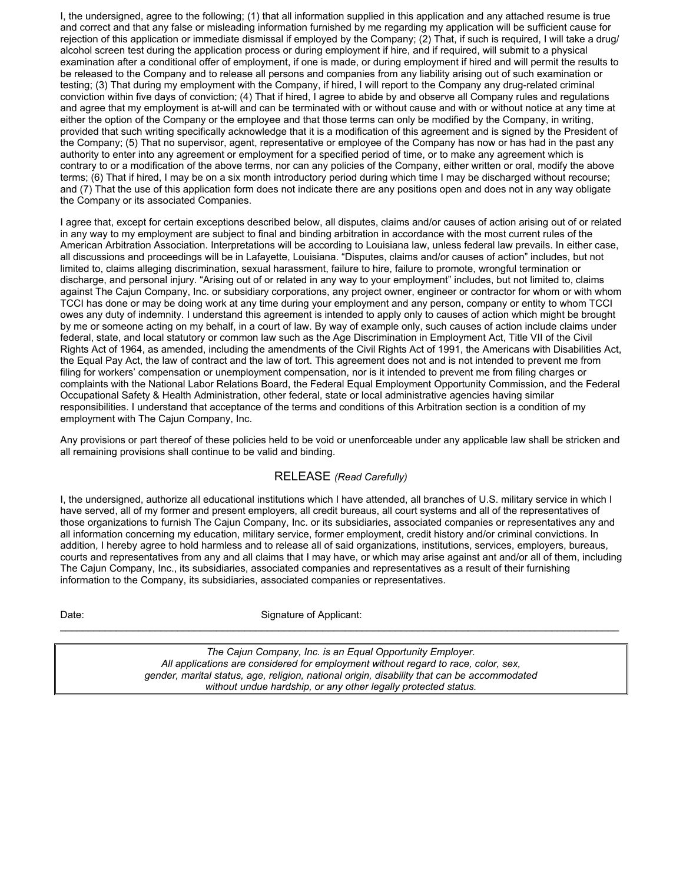I, the undersigned, agree to the following; (1) that all information supplied in this application and any attached resume is true and correct and that any false or misleading information furnished by me regarding my application will be sufficient cause for rejection of this application or immediate dismissal if employed by the Company; (2) That, if such is required, I will take a drug/ alcohol screen test during the application process or during employment if hire, and if required, will submit to a physical examination after a conditional offer of employment, if one is made, or during employment if hired and will permit the results to be released to the Company and to release all persons and companies from any liability arising out of such examination or testing; (3) That during my employment with the Company, if hired, I will report to the Company any drug-related criminal conviction within five days of conviction; (4) That if hired, I agree to abide by and observe all Company rules and regulations and agree that my employment is at-will and can be terminated with or without cause and with or without notice at any time at either the option of the Company or the employee and that those terms can only be modified by the Company, in writing, provided that such writing specifically acknowledge that it is a modification of this agreement and is signed by the President of the Company; (5) That no supervisor, agent, representative or employee of the Company has now or has had in the past any authority to enter into any agreement or employment for a specified period of time, or to make any agreement which is contrary to or a modification of the above terms, nor can any policies of the Company, either written or oral, modify the above terms; (6) That if hired, I may be on a six month introductory period during which time I may be discharged without recourse; and (7) That the use of this application form does not indicate there are any positions open and does not in any way obligate the Company or its associated Companies.

I agree that, except for certain exceptions described below, all disputes, claims and/or causes of action arising out of or related in any way to my employment are subject to final and binding arbitration in accordance with the most current rules of the American Arbitration Association. Interpretations will be according to Louisiana law, unless federal law prevails. In either case, all discussions and proceedings will be in Lafayette, Louisiana. "Disputes, claims and/or causes of action" includes, but not limited to, claims alleging discrimination, sexual harassment, failure to hire, failure to promote, wrongful termination or discharge, and personal injury. "Arising out of or related in any way to your employment" includes, but not limited to, claims against The Cajun Company, Inc. or subsidiary corporations, any project owner, engineer or contractor for whom or with whom TCCI has done or may be doing work at any time during your employment and any person, company or entity to whom TCCI owes any duty of indemnity. I understand this agreement is intended to apply only to causes of action which might be brought by me or someone acting on my behalf, in a court of law. By way of example only, such causes of action include claims under federal, state, and local statutory or common law such as the Age Discrimination in Employment Act, Title VII of the Civil Rights Act of 1964, as amended, including the amendments of the Civil Rights Act of 1991, the Americans with Disabilities Act, the Equal Pay Act, the law of contract and the law of tort. This agreement does not and is not intended to prevent me from filing for workers' compensation or unemployment compensation, nor is it intended to prevent me from filing charges or complaints with the National Labor Relations Board, the Federal Equal Employment Opportunity Commission, and the Federal Occupational Safety & Health Administration, other federal, state or local administrative agencies having similar responsibilities. I understand that acceptance of the terms and conditions of this Arbitration section is a condition of my employment with The Cajun Company, Inc.

Any provisions or part thereof of these policies held to be void or unenforceable under any applicable law shall be stricken and all remaining provisions shall continue to be valid and binding.

## RELEASE *(Read Carefully)*

I, the undersigned, authorize all educational institutions which I have attended, all branches of U.S. military service in which I have served, all of my former and present employers, all credit bureaus, all court systems and all of the representatives of those organizations to furnish The Cajun Company, Inc. or its subsidiaries, associated companies or representatives any and all information concerning my education, military service, former employment, credit history and/or criminal convictions. In addition, I hereby agree to hold harmless and to release all of said organizations, institutions, services, employers, bureaus, courts and representatives from any and all claims that I may have, or which may arise against ant and/or all of them, including The Cajun Company, Inc., its subsidiaries, associated companies and representatives as a result of their furnishing information to the Company, its subsidiaries, associated companies or representatives.

Date: Signature of Applicant:

---

*The Cajun Company, Inc. is an Equal Opportunity Employer.*
*All applications are considered for employment without regard to race, color, sex, gender, marital status, age, religion, national origin, disability that can be accommodated without undue hardship, or any other legally protected status.*